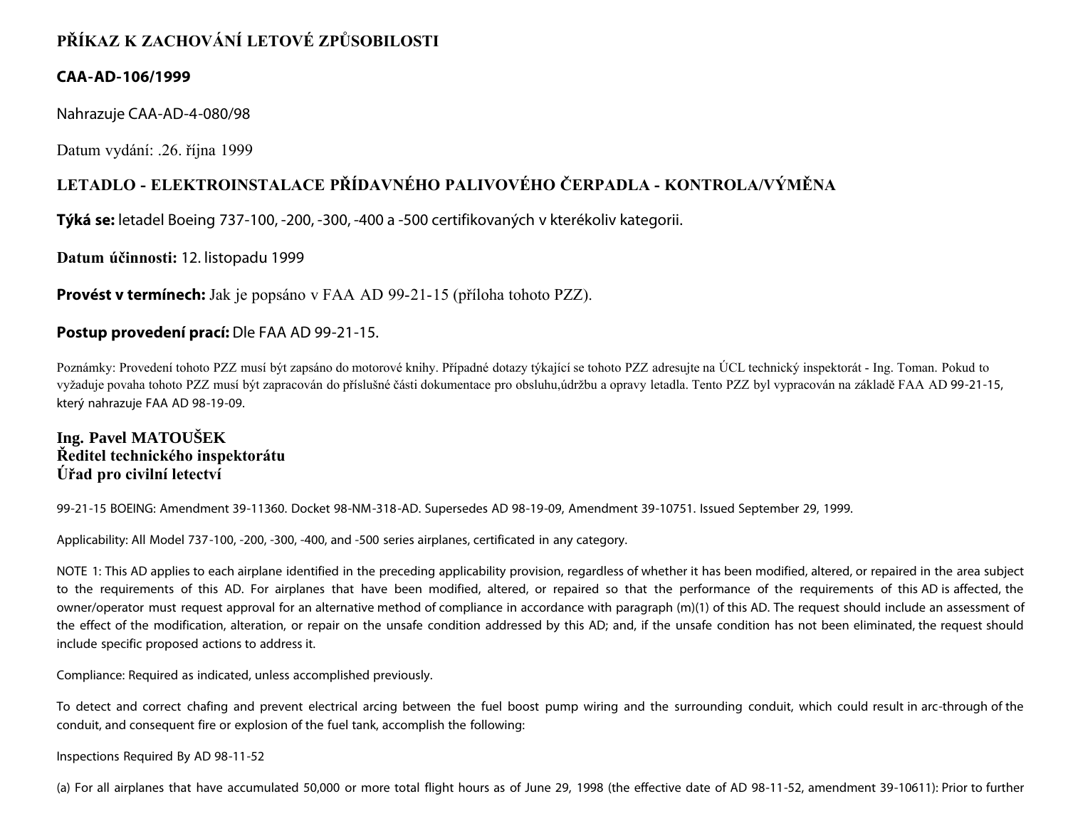# PŘÍKAZ K ZACHOVÁNÍ LETOVÉ ZPŮSOBILOSTI

## CAA-AD-106/1999

Nahrazuje CAA-AD-4-080/98

Datum vydání: .26. října 1999

## LETADLO - ELEKTROINSTALACE PŘÍDAVNÉHO PALIVOVÉHO ČERPADLA - KONTROLA/VÝMĚNA

**Týká se:** letadel Boeing 737-100, -200, -300, -400 a -500 certifikovaných v kterékoliv kategorii.

**Datum účinnosti:** 12. listopadu 1999

**Provést v termínech:** Jak je popsáno v FAA AD 99-21-15 (příloha tohoto PZZ).

**Postup provedení prací:** Dle FAA AD 99-21-15.

Poznámky: Provedení tohoto PZZ musí být zapsáno do motorové knihy. Případné dotazy týkající se tohoto PZZ adresujte na ÚCL technický inspektorát - Ing. Toman. Pokud to vyžaduje povaha tohoto PZZ musí být zapracován do příslušné části dokumentace pro obsluhu,údržbu a opravy letadla. Tento PZZ byl vypracován na základě FAA AD 99-21-15, který nahrazuje FAA AD 98-19-09.

**Ing. Pavel MATOUŠEK**
**Ředitel technického inspektorátu**
**Úřad pro civilní letectví**

99-21-15 BOEING: Amendment 39-11360. Docket 98-NM-318-AD. Supersedes AD 98-19-09, Amendment 39-10751. Issued September 29, 1999.

Applicability: All Model 737-100, -200, -300, -400, and -500 series airplanes, certificated in any category.

NOTE 1: This AD applies to each airplane identified in the preceding applicability provision, regardless of whether it has been modified, altered, or repaired in the area subject to the requirements of this AD. For airplanes that have been modified, altered, or repaired so that the performance of the requirements of this AD is affected, the owner/operator must request approval for an alternative method of compliance in accordance with paragraph (m)(1) of this AD. The request should include an assessment of the effect of the modification, alteration, or repair on the unsafe condition addressed by this AD; and, if the unsafe condition has not been eliminated, the request should include specific proposed actions to address it.

Compliance: Required as indicated, unless accomplished previously.

To detect and correct chafing and prevent electrical arcing between the fuel boost pump wiring and the surrounding conduit, which could result in arc-through of the conduit, and consequent fire or explosion of the fuel tank, accomplish the following:

Inspections Required By AD 98-11-52

(a) For all airplanes that have accumulated 50,000 or more total flight hours as of June 29, 1998 (the effective date of AD 98-11-52, amendment 39-10611): Prior to further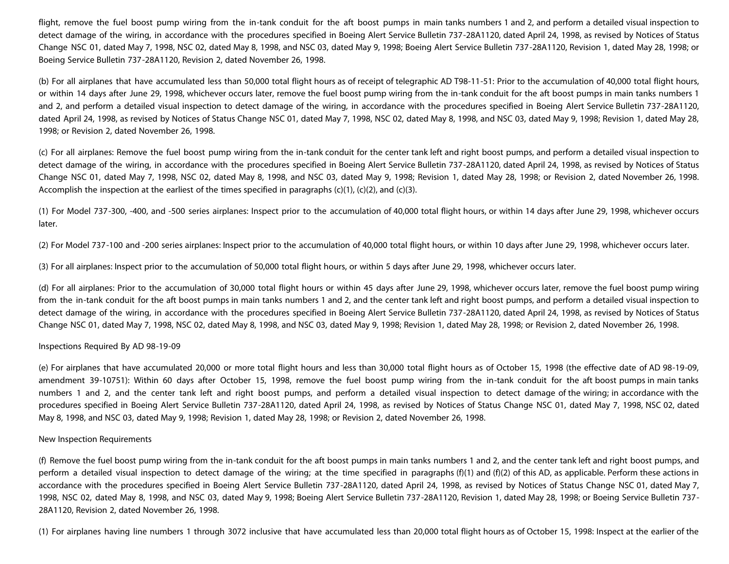flight, remove the fuel boost pump wiring from the in-tank conduit for the aft boost pumps in main tanks numbers 1 and 2, and perform a detailed visual inspection to detect damage of the wiring, in accordance with the procedures specified in Boeing Alert Service Bulletin 737-28A1120, dated April 24, 1998, as revised by Notices of Status Change NSC 01, dated May 7, 1998, NSC 02, dated May 8, 1998, and NSC 03, dated May 9, 1998; Boeing Alert Service Bulletin 737-28A1120, Revision 1, dated May 28, 1998; or Boeing Service Bulletin 737-28A1120, Revision 2, dated November 26, 1998.

(b) For all airplanes that have accumulated less than 50,000 total flight hours as of receipt of telegraphic AD T98-11-51: Prior to the accumulation of 40,000 total flight hours, or within 14 days after June 29, 1998, whichever occurs later, remove the fuel boost pump wiring from the in-tank conduit for the aft boost pumps in main tanks numbers 1 and 2, and perform a detailed visual inspection to detect damage of the wiring, in accordance with the procedures specified in Boeing Alert Service Bulletin 737-28A1120, dated April 24, 1998, as revised by Notices of Status Change NSC 01, dated May 7, 1998, NSC 02, dated May 8, 1998, and NSC 03, dated May 9, 1998; Revision 1, dated May 28, 1998; or Revision 2, dated November 26, 1998.

(c) For all airplanes: Remove the fuel boost pump wiring from the in-tank conduit for the center tank left and right boost pumps, and perform a detailed visual inspection to detect damage of the wiring, in accordance with the procedures specified in Boeing Alert Service Bulletin 737-28A1120, dated April 24, 1998, as revised by Notices of Status Change NSC 01, dated May 7, 1998, NSC 02, dated May 8, 1998, and NSC 03, dated May 9, 1998; Revision 1, dated May 28, 1998; or Revision 2, dated November 26, 1998. Accomplish the inspection at the earliest of the times specified in paragraphs (c)(1), (c)(2), and (c)(3).

(1) For Model 737-300, -400, and -500 series airplanes: Inspect prior to the accumulation of 40,000 total flight hours, or within 14 days after June 29, 1998, whichever occurs later.

(2) For Model 737-100 and -200 series airplanes: Inspect prior to the accumulation of 40,000 total flight hours, or within 10 days after June 29, 1998, whichever occurs later.

(3) For all airplanes: Inspect prior to the accumulation of 50,000 total flight hours, or within 5 days after June 29, 1998, whichever occurs later.

(d) For all airplanes: Prior to the accumulation of 30,000 total flight hours or within 45 days after June 29, 1998, whichever occurs later, remove the fuel boost pump wiring from the in-tank conduit for the aft boost pumps in main tanks numbers 1 and 2, and the center tank left and right boost pumps, and perform a detailed visual inspection to detect damage of the wiring, in accordance with the procedures specified in Boeing Alert Service Bulletin 737-28A1120, dated April 24, 1998, as revised by Notices of Status Change NSC 01, dated May 7, 1998, NSC 02, dated May 8, 1998, and NSC 03, dated May 9, 1998; Revision 1, dated May 28, 1998; or Revision 2, dated November 26, 1998.

Inspections Required By AD 98-19-09

(e) For airplanes that have accumulated 20,000 or more total flight hours and less than 30,000 total flight hours as of October 15, 1998 (the effective date of AD 98-19-09, amendment 39-10751): Within 60 days after October 15, 1998, remove the fuel boost pump wiring from the in-tank conduit for the aft boost pumps in main tanks numbers 1 and 2, and the center tank left and right boost pumps, and perform a detailed visual inspection to detect damage of the wiring; in accordance with the procedures specified in Boeing Alert Service Bulletin 737-28A1120, dated April 24, 1998, as revised by Notices of Status Change NSC 01, dated May 7, 1998, NSC 02, dated May 8, 1998, and NSC 03, dated May 9, 1998; Revision 1, dated May 28, 1998; or Revision 2, dated November 26, 1998.

New Inspection Requirements

(f) Remove the fuel boost pump wiring from the in-tank conduit for the aft boost pumps in main tanks numbers 1 and 2, and the center tank left and right boost pumps, and perform a detailed visual inspection to detect damage of the wiring; at the time specified in paragraphs (f)(1) and (f)(2) of this AD, as applicable. Perform these actions in accordance with the procedures specified in Boeing Alert Service Bulletin 737-28A1120, dated April 24, 1998, as revised by Notices of Status Change NSC 01, dated May 7, 1998, NSC 02, dated May 8, 1998, and NSC 03, dated May 9, 1998; Boeing Alert Service Bulletin 737-28A1120, Revision 1, dated May 28, 1998; or Boeing Service Bulletin 737-28A1120, Revision 2, dated November 26, 1998.

(1) For airplanes having line numbers 1 through 3072 inclusive that have accumulated less than 20,000 total flight hours as of October 15, 1998: Inspect at the earlier of the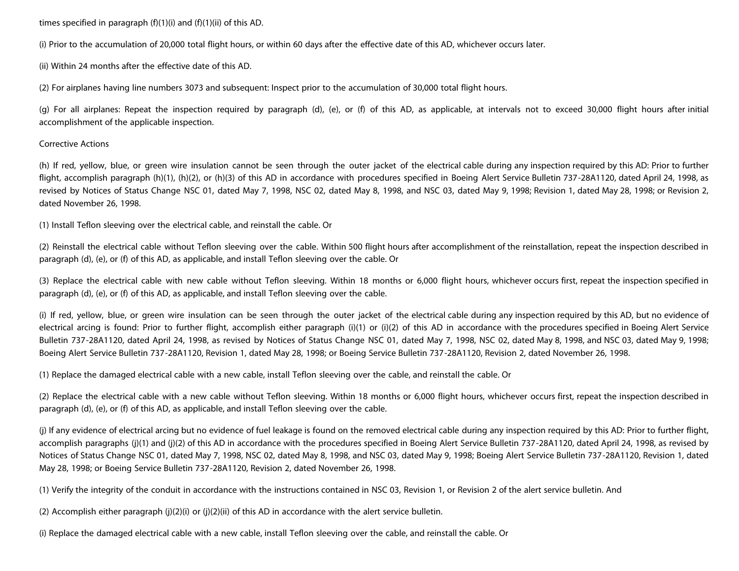times specified in paragraph (f)(1)(i) and (f)(1)(ii) of this AD.

(i) Prior to the accumulation of 20,000 total flight hours, or within 60 days after the effective date of this AD, whichever occurs later.

(ii) Within 24 months after the effective date of this AD.

(2) For airplanes having line numbers 3073 and subsequent: Inspect prior to the accumulation of 30,000 total flight hours.

(g) For all airplanes: Repeat the inspection required by paragraph (d), (e), or (f) of this AD, as applicable, at intervals not to exceed 30,000 flight hours after initial accomplishment of the applicable inspection.

Corrective Actions

(h) If red, yellow, blue, or green wire insulation cannot be seen through the outer jacket of the electrical cable during any inspection required by this AD: Prior to further flight, accomplish paragraph (h)(1), (h)(2), or (h)(3) of this AD in accordance with procedures specified in Boeing Alert Service Bulletin 737-28A1120, dated April 24, 1998, as revised by Notices of Status Change NSC 01, dated May 7, 1998, NSC 02, dated May 8, 1998, and NSC 03, dated May 9, 1998; Revision 1, dated May 28, 1998; or Revision 2, dated November 26, 1998.

(1) Install Teflon sleeving over the electrical cable, and reinstall the cable. Or

(2) Reinstall the electrical cable without Teflon sleeving over the cable. Within 500 flight hours after accomplishment of the reinstallation, repeat the inspection described in paragraph (d), (e), or (f) of this AD, as applicable, and install Teflon sleeving over the cable. Or

(3) Replace the electrical cable with new cable without Teflon sleeving. Within 18 months or 6,000 flight hours, whichever occurs first, repeat the inspection specified in paragraph (d), (e), or (f) of this AD, as applicable, and install Teflon sleeving over the cable.

(i) If red, yellow, blue, or green wire insulation can be seen through the outer jacket of the electrical cable during any inspection required by this AD, but no evidence of electrical arcing is found: Prior to further flight, accomplish either paragraph (i)(1) or (i)(2) of this AD in accordance with the procedures specified in Boeing Alert Service Bulletin 737-28A1120, dated April 24, 1998, as revised by Notices of Status Change NSC 01, dated May 7, 1998, NSC 02, dated May 8, 1998, and NSC 03, dated May 9, 1998; Boeing Alert Service Bulletin 737-28A1120, Revision 1, dated May 28, 1998; or Boeing Service Bulletin 737-28A1120, Revision 2, dated November 26, 1998.

(1) Replace the damaged electrical cable with a new cable, install Teflon sleeving over the cable, and reinstall the cable. Or

(2) Replace the electrical cable with a new cable without Teflon sleeving. Within 18 months or 6,000 flight hours, whichever occurs first, repeat the inspection described in paragraph (d), (e), or (f) of this AD, as applicable, and install Teflon sleeving over the cable.

(j) If any evidence of electrical arcing but no evidence of fuel leakage is found on the removed electrical cable during any inspection required by this AD: Prior to further flight, accomplish paragraphs (j)(1) and (j)(2) of this AD in accordance with the procedures specified in Boeing Alert Service Bulletin 737-28A1120, dated April 24, 1998, as revised by Notices of Status Change NSC 01, dated May 7, 1998, NSC 02, dated May 8, 1998, and NSC 03, dated May 9, 1998; Boeing Alert Service Bulletin 737-28A1120, Revision 1, dated May 28, 1998; or Boeing Service Bulletin 737-28A1120, Revision 2, dated November 26, 1998.

(1) Verify the integrity of the conduit in accordance with the instructions contained in NSC 03, Revision 1, or Revision 2 of the alert service bulletin. And

(2) Accomplish either paragraph (j)(2)(i) or (j)(2)(ii) of this AD in accordance with the alert service bulletin.

(i) Replace the damaged electrical cable with a new cable, install Teflon sleeving over the cable, and reinstall the cable. Or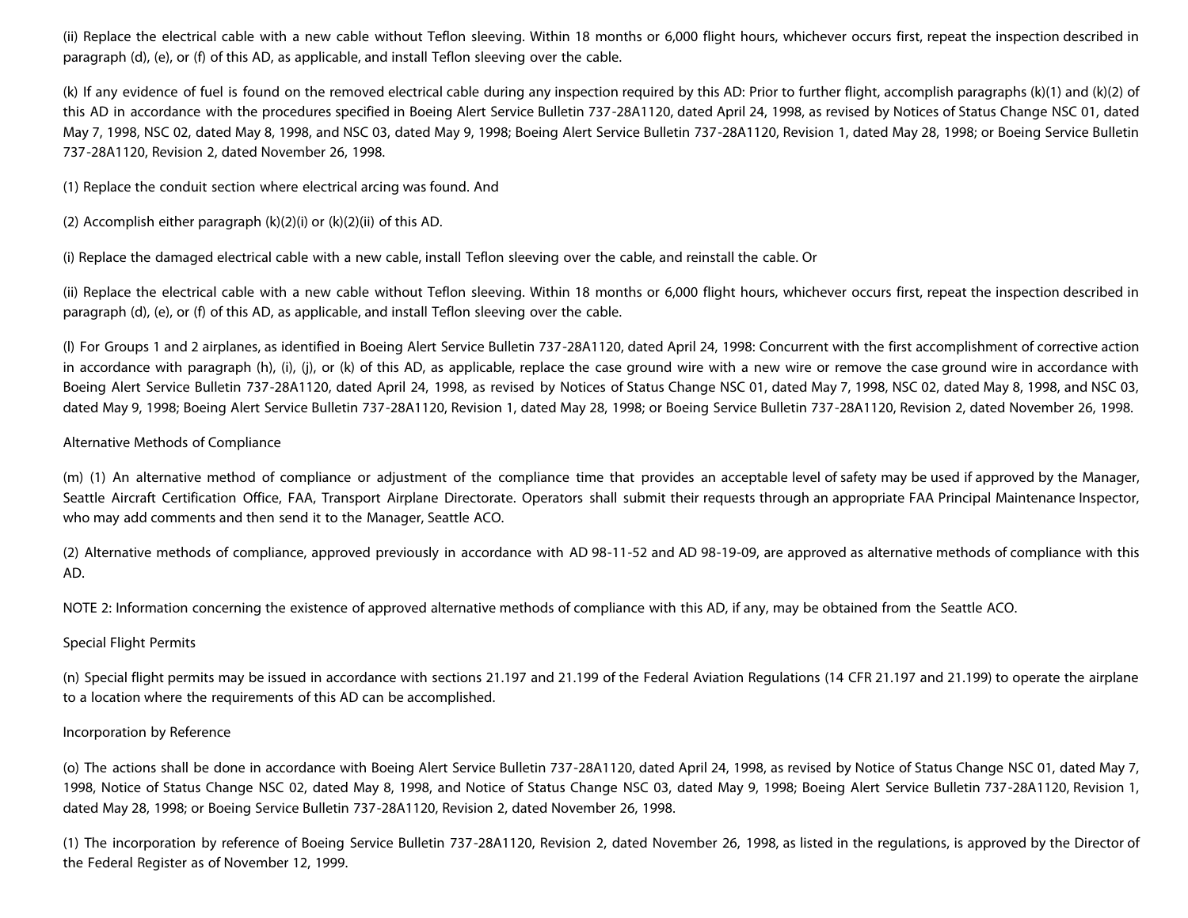(ii) Replace the electrical cable with a new cable without Teflon sleeving. Within 18 months or 6,000 flight hours, whichever occurs first, repeat the inspection described in paragraph (d), (e), or (f) of this AD, as applicable, and install Teflon sleeving over the cable.

(k) If any evidence of fuel is found on the removed electrical cable during any inspection required by this AD: Prior to further flight, accomplish paragraphs (k)(1) and (k)(2) of this AD in accordance with the procedures specified in Boeing Alert Service Bulletin 737-28A1120, dated April 24, 1998, as revised by Notices of Status Change NSC 01, dated May 7, 1998, NSC 02, dated May 8, 1998, and NSC 03, dated May 9, 1998; Boeing Alert Service Bulletin 737-28A1120, Revision 1, dated May 28, 1998; or Boeing Service Bulletin 737-28A1120, Revision 2, dated November 26, 1998.

(1) Replace the conduit section where electrical arcing was found. And

(2) Accomplish either paragraph (k)(2)(i) or (k)(2)(ii) of this AD.

(i) Replace the damaged electrical cable with a new cable, install Teflon sleeving over the cable, and reinstall the cable. Or

(ii) Replace the electrical cable with a new cable without Teflon sleeving. Within 18 months or 6,000 flight hours, whichever occurs first, repeat the inspection described in paragraph (d), (e), or (f) of this AD, as applicable, and install Teflon sleeving over the cable.

(l) For Groups 1 and 2 airplanes, as identified in Boeing Alert Service Bulletin 737-28A1120, dated April 24, 1998: Concurrent with the first accomplishment of corrective action in accordance with paragraph (h), (i), (j), or (k) of this AD, as applicable, replace the case ground wire with a new wire or remove the case ground wire in accordance with Boeing Alert Service Bulletin 737-28A1120, dated April 24, 1998, as revised by Notices of Status Change NSC 01, dated May 7, 1998, NSC 02, dated May 8, 1998, and NSC 03, dated May 9, 1998; Boeing Alert Service Bulletin 737-28A1120, Revision 1, dated May 28, 1998; or Boeing Service Bulletin 737-28A1120, Revision 2, dated November 26, 1998.

Alternative Methods of Compliance

(m) (1) An alternative method of compliance or adjustment of the compliance time that provides an acceptable level of safety may be used if approved by the Manager, Seattle Aircraft Certification Office, FAA, Transport Airplane Directorate. Operators shall submit their requests through an appropriate FAA Principal Maintenance Inspector, who may add comments and then send it to the Manager, Seattle ACO.

(2) Alternative methods of compliance, approved previously in accordance with AD 98-11-52 and AD 98-19-09, are approved as alternative methods of compliance with this AD.

NOTE 2: Information concerning the existence of approved alternative methods of compliance with this AD, if any, may be obtained from the Seattle ACO.

Special Flight Permits

(n) Special flight permits may be issued in accordance with sections 21.197 and 21.199 of the Federal Aviation Regulations (14 CFR 21.197 and 21.199) to operate the airplane to a location where the requirements of this AD can be accomplished.

Incorporation by Reference

(o) The actions shall be done in accordance with Boeing Alert Service Bulletin 737-28A1120, dated April 24, 1998, as revised by Notice of Status Change NSC 01, dated May 7, 1998, Notice of Status Change NSC 02, dated May 8, 1998, and Notice of Status Change NSC 03, dated May 9, 1998; Boeing Alert Service Bulletin 737-28A1120, Revision 1, dated May 28, 1998; or Boeing Service Bulletin 737-28A1120, Revision 2, dated November 26, 1998.

(1) The incorporation by reference of Boeing Service Bulletin 737-28A1120, Revision 2, dated November 26, 1998, as listed in the regulations, is approved by the Director of the Federal Register as of November 12, 1999.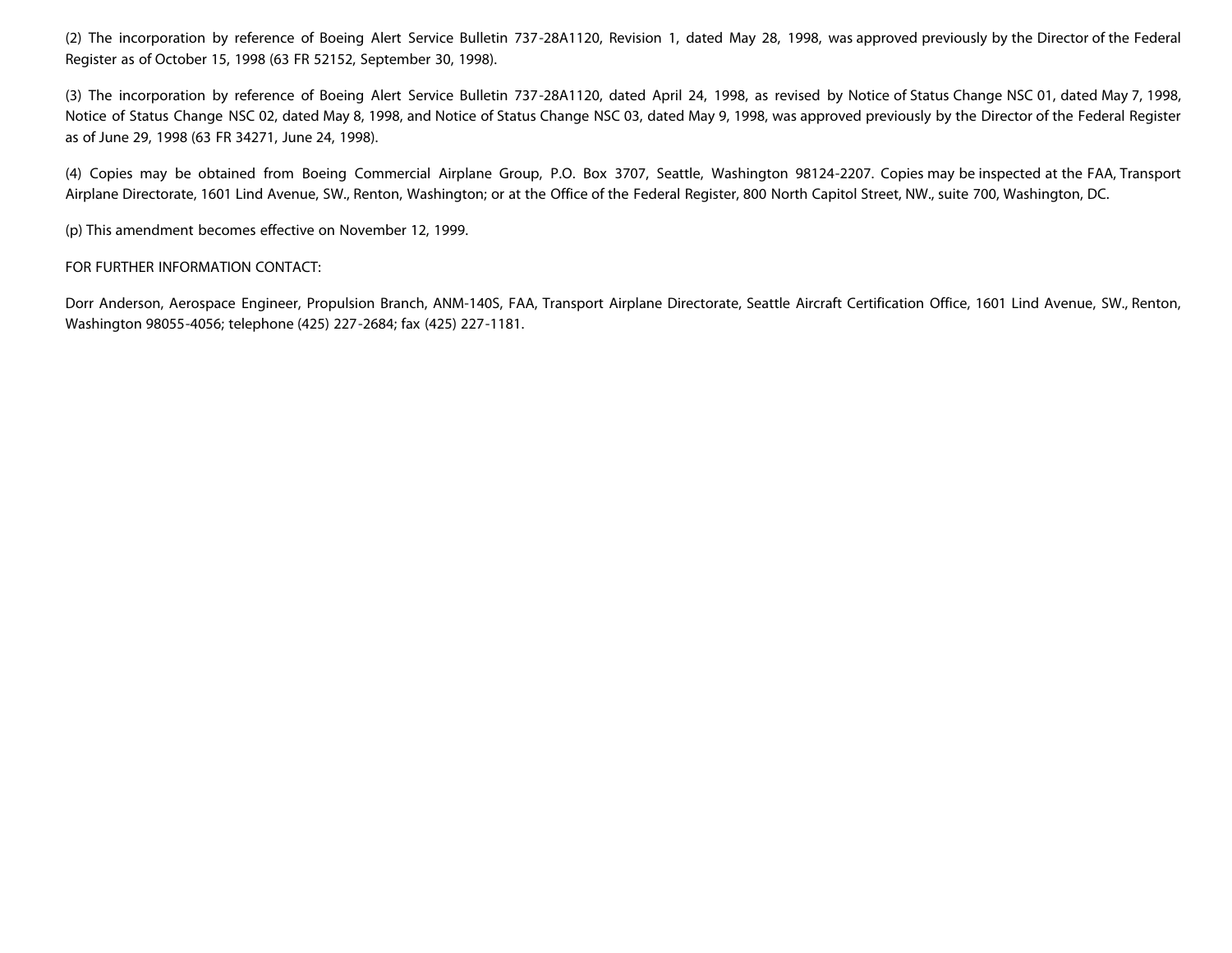(2) The incorporation by reference of Boeing Alert Service Bulletin 737-28A1120, Revision 1, dated May 28, 1998, was approved previously by the Director of the Federal Register as of October 15, 1998 (63 FR 52152, September 30, 1998).

(3) The incorporation by reference of Boeing Alert Service Bulletin 737-28A1120, dated April 24, 1998, as revised by Notice of Status Change NSC 01, dated May 7, 1998, Notice of Status Change NSC 02, dated May 8, 1998, and Notice of Status Change NSC 03, dated May 9, 1998, was approved previously by the Director of the Federal Register as of June 29, 1998 (63 FR 34271, June 24, 1998).

(4) Copies may be obtained from Boeing Commercial Airplane Group, P.O. Box 3707, Seattle, Washington 98124-2207. Copies may be inspected at the FAA, Transport Airplane Directorate, 1601 Lind Avenue, SW., Renton, Washington; or at the Office of the Federal Register, 800 North Capitol Street, NW., suite 700, Washington, DC.

(p) This amendment becomes effective on November 12, 1999.

FOR FURTHER INFORMATION CONTACT:

Dorr Anderson, Aerospace Engineer, Propulsion Branch, ANM-140S, FAA, Transport Airplane Directorate, Seattle Aircraft Certification Office, 1601 Lind Avenue, SW., Renton, Washington 98055-4056; telephone (425) 227-2684; fax (425) 227-1181.